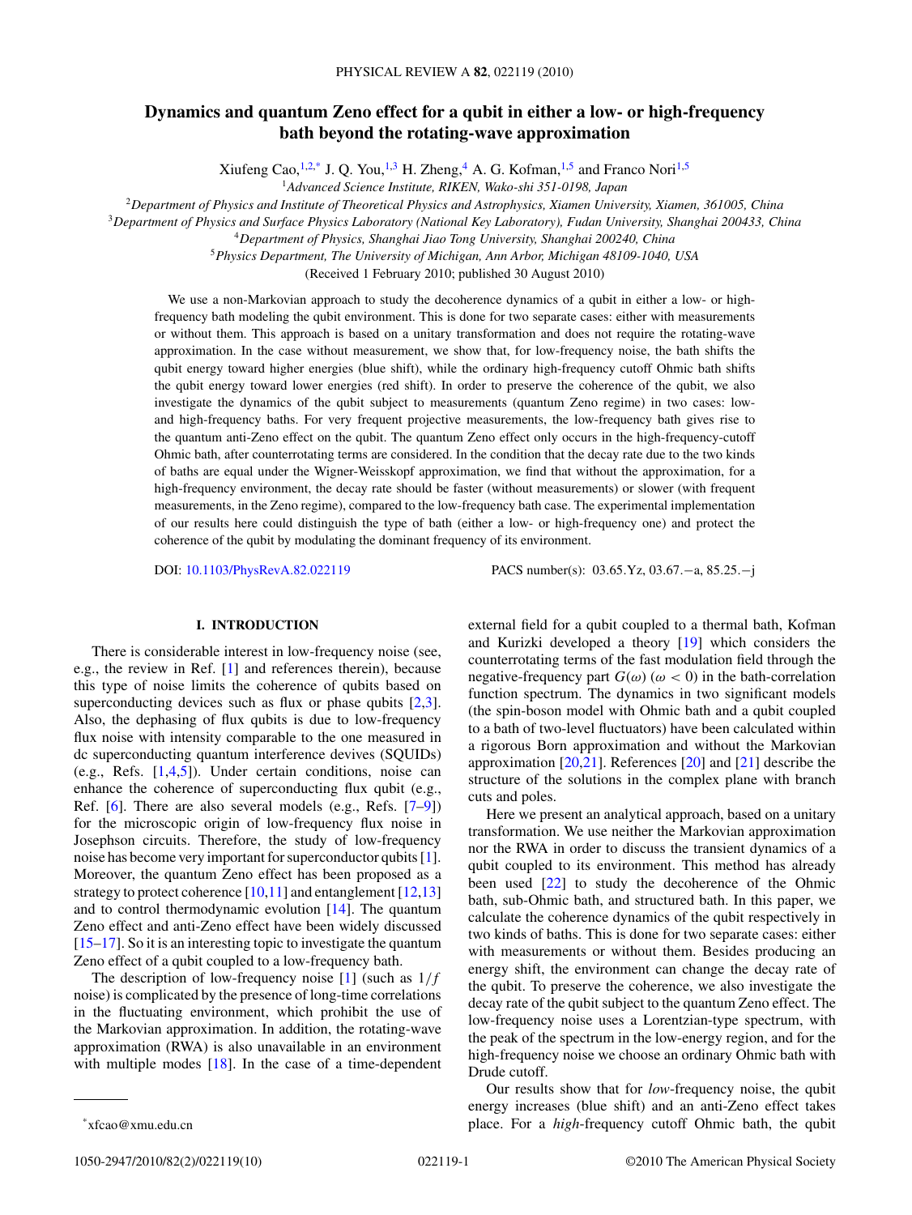# Dynamics and quantum Zeno effect for a qubit in either a low- or high-frequency bath beyond the rotating-wave approximation

Xiufeng Cao,[1,2,*] J. Q. You,[1,3] H. Zheng,[4] A. G. Kofman,[1,5] and Franco Nori[1,5]

[1]Advanced Science Institute, RIKEN, Wako-shi 351-0198, Japan

[2]Department of Physics and Institute of Theoretical Physics and Astrophysics, Xiamen University, Xiamen, 361005, China

[3]Department of Physics and Surface Physics Laboratory (National Key Laboratory), Fudan University, Shanghai 200433, China

[4]Department of Physics, Shanghai Jiao Tong University, Shanghai 200240, China

[5]Physics Department, The University of Michigan, Ann Arbor, Michigan 48109-1040, USA

(Received 1 February 2010; published 30 August 2010)

We use a non-Markovian approach to study the decoherence dynamics of a qubit in either a low- or high-frequency bath modeling the qubit environment. This is done for two separate cases: either with measurements or without them. This approach is based on a unitary transformation and does not require the rotating-wave approximation. In the case without measurement, we show that, for low-frequency noise, the bath shifts the qubit energy toward higher energies (blue shift), while the ordinary high-frequency cutoff Ohmic bath shifts the qubit energy toward lower energies (red shift). In order to preserve the coherence of the qubit, we also investigate the dynamics of the qubit subject to measurements (quantum Zeno regime) in two cases: low- and high-frequency baths. For very frequent projective measurements, the low-frequency bath gives rise to the quantum anti-Zeno effect on the qubit. The quantum Zeno effect only occurs in the high-frequency-cutoff Ohmic bath, after counterrotating terms are considered. In the condition that the decay rate due to the two kinds of baths are equal under the Wigner-Weisskopf approximation, we find that without the approximation, for a high-frequency environment, the decay rate should be faster (without measurements) or slower (with frequent measurements, in the Zeno regime), compared to the low-frequency bath case. The experimental implementation of our results here could distinguish the type of bath (either a low- or high-frequency one) and protect the coherence of the qubit by modulating the dominant frequency of its environment.

DOI: 10.1103/PhysRevA.82.022119 PACS number(s): 03.65.Yz, 03.67.−a, 85.25.−j

## I. INTRODUCTION

There is considerable interest in low-frequency noise (see, e.g., the review in Ref. [1] and references therein), because this type of noise limits the coherence of qubits based on superconducting devices such as flux or phase qubits [2,3]. Also, the dephasing of flux qubits is due to low-frequency flux noise with intensity comparable to the one measured in dc superconducting quantum interference devives (SQUIDs) (e.g., Refs. [1,4,5]). Under certain conditions, noise can enhance the coherence of superconducting flux qubit (e.g., Ref. [6]. There are also several models (e.g., Refs. [7–9]) for the microscopic origin of low-frequency flux noise in Josephson circuits. Therefore, the study of low-frequency noise has become very important for superconductor qubits [1]. Moreover, the quantum Zeno effect has been proposed as a strategy to protect coherence [10,11] and entanglement [12,13] and to control thermodynamic evolution [14]. The quantum Zeno effect and anti-Zeno effect have been widely discussed [15–17]. So it is an interesting topic to investigate the quantum Zeno effect of a qubit coupled to a low-frequency bath.

The description of low-frequency noise [1] (such as $1/f$ noise) is complicated by the presence of long-time correlations in the fluctuating environment, which prohibit the use of the Markovian approximation. In addition, the rotating-wave approximation (RWA) is also unavailable in an environment with multiple modes [18]. In the case of a time-dependent external field for a qubit coupled to a thermal bath, Kofman and Kurizki developed a theory [19] which considers the counterrotating terms of the fast modulation field through the negative-frequency part $G(\omega)$ ($\omega < 0$) in the bath-correlation function spectrum. The dynamics in two significant models (the spin-boson model with Ohmic bath and a qubit coupled to a bath of two-level fluctuators) have been calculated within a rigorous Born approximation and without the Markovian approximation [20,21]. References [20] and [21] describe the structure of the solutions in the complex plane with branch cuts and poles.

Here we present an analytical approach, based on a unitary transformation. We use neither the Markovian approximation nor the RWA in order to discuss the transient dynamics of a qubit coupled to its environment. This method has already been used [22] to study the decoherence of the Ohmic bath, sub-Ohmic bath, and structured bath. In this paper, we calculate the coherence dynamics of the qubit respectively in two kinds of baths. This is done for two separate cases: either with measurements or without them. Besides producing an energy shift, the environment can change the decay rate of the qubit. To preserve the coherence, we also investigate the decay rate of the qubit subject to the quantum Zeno effect. The low-frequency noise uses a Lorentzian-type spectrum, with the peak of the spectrum in the low-energy region, and for the high-frequency noise we choose an ordinary Ohmic bath with Drude cutoff.

Our results show that for *low*-frequency noise, the qubit energy increases (blue shift) and an anti-Zeno effect takes place. For a *high*-frequency cutoff Ohmic bath, the qubit

*xfcao@xmu.edu.cn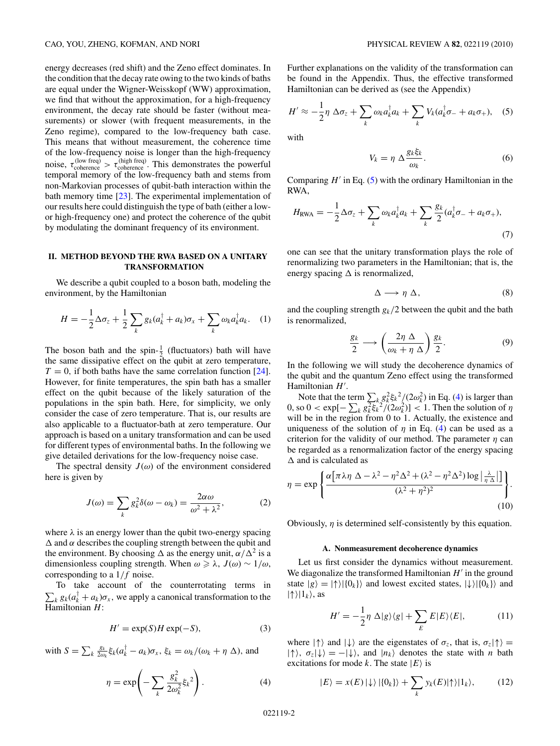energy decreases (red shift) and the Zeno effect dominates. In the condition that the decay rate owing to the two kinds of baths are equal under the Wigner-Weisskopf (WW) approximation, we find that without the approximation, for a high-frequency environment, the decay rate should be faster (without measurements) or slower (with frequent measurements, in the Zeno regime), compared to the low-frequency bath case. This means that without measurement, the coherence time of the low-frequency noise is longer than the high-frequency noise, $\tau_{\text{coherence}}^{(\text{low freq})} > \tau_{\text{coherence}}^{(\text{high freq})}$. This demonstrates the powerful temporal memory of the low-frequency bath and stems from non-Markovian processes of qubit-bath interaction within the bath memory time [23]. The experimental implementation of our results here could distinguish the type of bath (either a low- or high-frequency one) and protect the coherence of the qubit by modulating the dominant frequency of its environment.

## II. METHOD BEYOND THE RWA BASED ON A UNITARY TRANSFORMATION

We describe a qubit coupled to a boson bath, modeling the environment, by the Hamiltonian

$$H = -\frac{1}{2}\Delta\sigma_z + \frac{1}{2}\sum_k g_k(a_k^\dagger + a_k)\sigma_x + \sum_k \omega_k a_k^\dagger a_k. \quad (1)$$

The boson bath and the spin-$\frac{1}{2}$ (fluctuators) bath will have the same dissipative effect on the qubit at zero temperature, $T = 0$, if both baths have the same correlation function [24]. However, for finite temperatures, the spin bath has a smaller effect on the qubit because of the likely saturation of the populations in the spin bath. Here, for simplicity, we only consider the case of zero temperature. That is, our results are also applicable to a fluctuator-bath at zero temperature. Our approach is based on a unitary transformation and can be used for different types of environmental baths. In the following we give detailed derivations for the low-frequency noise case.

The spectral density $J(\omega)$ of the environment considered here is given by

$$J(\omega) = \sum_k g_k^2 \delta(\omega - \omega_k) = \frac{2\alpha\omega}{\omega^2 + \lambda^2}, \quad (2)$$

where $\lambda$ is an energy lower than the qubit two-energy spacing $\Delta$ and $\alpha$ describes the coupling strength between the qubit and the environment. By choosing $\Delta$ as the energy unit, $\alpha/\Delta^2$ is a dimensionless coupling strength. When $\omega \geqslant \lambda$, $J(\omega) \sim 1/\omega$, corresponding to a $1/f$ noise.

To take account of the counterrotating terms in $\sum_k g_k(a_k^\dagger + a_k)\sigma_x$, we apply a canonical transformation to the Hamiltonian $H$:

$$H' = \exp(S) H \exp(-S), \quad (3)$$

with $S = \sum_k \frac{g_k}{2\omega_k}\xi_k(a_k^\dagger - a_k)\sigma_x$, $\xi_k = \omega_k/(\omega_k + \eta\,\Delta)$, and

$$\eta = \exp\left(-\sum_k \frac{g_k^2}{2\omega_k^2}\xi_k{}^2\right). \quad (4)$$

Further explanations on the validity of the transformation can be found in the Appendix. Thus, the effective transformed Hamiltonian can be derived as (see the Appendix)

$$H' \approx -\frac{1}{2}\eta\;\Delta\sigma_z + \sum_k \omega_k a_k^\dagger a_k + \sum_k V_k(a_k^\dagger\sigma_- + a_k\sigma_+), \quad (5)$$

with

$$V_k = \eta\;\Delta\frac{g_k\xi_k}{\omega_k}. \quad (6)$$

Comparing $H'$ in Eq. (5) with the ordinary Hamiltonian in the RWA,

$$H_{\text{RWA}} = -\frac{1}{2}\Delta\sigma_z + \sum_k \omega_k a_k^\dagger a_k + \sum_k \frac{g_k}{2}(a_k^\dagger\sigma_- + a_k\sigma_+), \quad (7)$$

one can see that the unitary transformation plays the role of renormalizing two parameters in the Hamiltonian; that is, the energy spacing $\Delta$ is renormalized,

$$\Delta \longrightarrow \eta\;\Delta, \quad (8)$$

and the coupling strength $g_k/2$ between the qubit and the bath is renormalized,

$$\frac{g_k}{2} \longrightarrow \left(\frac{2\eta\;\Delta}{\omega_k + \eta\;\Delta}\right)\frac{g_k}{2}. \quad (9)$$

In the following we will study the decoherence dynamics of the qubit and the quantum Zeno effect using the transformed Hamiltonian $H'$.

Note that the term $\sum_k g_k^2\xi_k{}^2/(2\omega_k^2)$ in Eq. (4) is larger than 0, so $0 < \exp[-\sum_k g_k^2\xi_k{}^2/(2\omega_k^2)] < 1$. Then the solution of $\eta$ will be in the region from 0 to 1. Actually, the existence and uniqueness of the solution of $\eta$ in Eq. (4) can be used as a criterion for the validity of our method. The parameter $\eta$ can be regarded as a renormalization factor of the energy spacing $\Delta$ and is calculated as

$$\eta = \exp\left\{\frac{\alpha\left[\pi\lambda\eta\;\Delta - \lambda^2 - \eta^2\Delta^2 + (\lambda^2 - \eta^2\Delta^2)\log\left|\frac{\lambda}{\eta\;\Delta}\right|\right]}{(\lambda^2 + \eta^2)^2}\right\}. \quad (10)$$

Obviously, $\eta$ is determined self-consistently by this equation.

### A. Nonmeasurement decoherence dynamics

Let us first consider the dynamics without measurement. We diagonalize the transformed Hamiltonian $H'$ in the ground state $|g\rangle = |\uparrow\rangle|\{0_k\}\rangle$ and lowest excited states, $|\downarrow\rangle|\{0_k\}\rangle$ and $|\uparrow\rangle|1_k\rangle$, as

$$H' = -\frac{1}{2}\eta\;\Delta|g\rangle\langle g| + \sum_E E|E\rangle\langle E|, \quad (11)$$

where $|\uparrow\rangle$ and $|\downarrow\rangle$ are the eigenstates of $\sigma_z$, that is, $\sigma_z|\uparrow\rangle = |\uparrow\rangle$, $\sigma_z|\downarrow\rangle = -|\downarrow\rangle$, and $|n_k\rangle$ denotes the state with $n$ bath excitations for mode $k$. The state $|E\rangle$ is

$$|E\rangle = x(E)\,|\downarrow\rangle\,|\{0_k\}\rangle + \sum_k y_k(E)|\uparrow\rangle|1_k\rangle, \quad (12)$$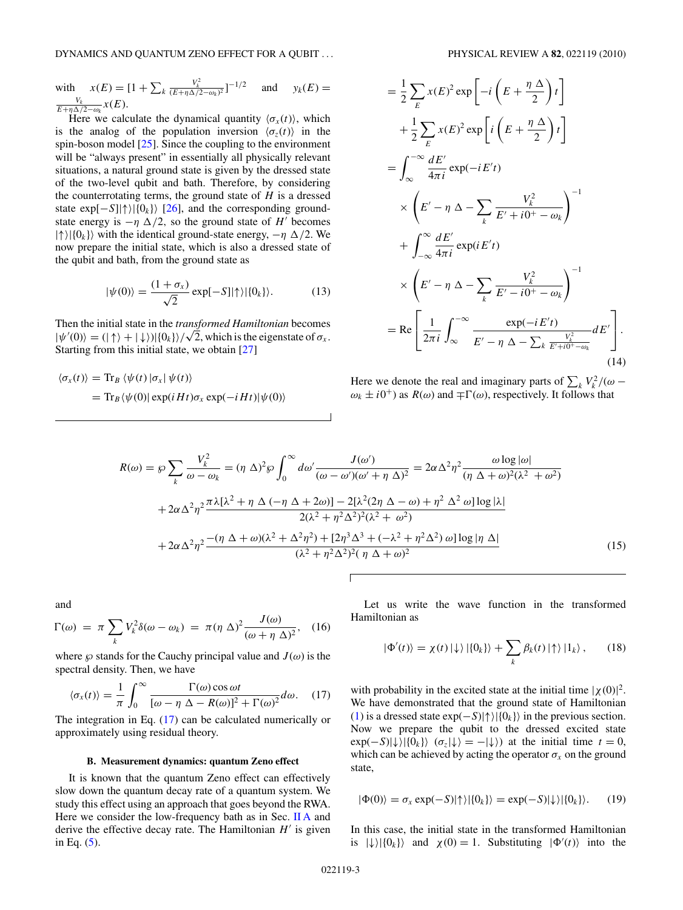with $x(E) = [1 + \sum_k \frac{V_k^2}{(E+\eta\Delta/2-\omega_k)^2}]^{-1/2}$ and $y_k(E) = \frac{V_k}{E+\eta\Delta/2-\omega_k} x(E)$.

Here we calculate the dynamical quantity $\langle \sigma_x(t)\rangle$, which is the analog of the population inversion $\langle \sigma_z(t)\rangle$ in the spin-boson model [25]. Since the coupling to the environment will be "always present" in essentially all physically relevant situations, a natural ground state is given by the dressed state of the two-level qubit and bath. Therefore, by considering the counterrotating terms, the ground state of $H$ is a dressed state $\exp[-S]|\uparrow\rangle|\{0_k\}\rangle$ [26], and the corresponding ground-state energy is $-\eta\,\Delta/2$, so the ground state of $H'$ becomes $|\uparrow\rangle|\{0_k\}\rangle$ with the identical ground-state energy, $-\eta\,\Delta/2$. We now prepare the initial state, which is also a dressed state of the qubit and bath, from the ground state as

$$|\psi(0)\rangle = \frac{(1+\sigma_x)}{\sqrt{2}} \exp[-S]|\uparrow\rangle|\{0_k\}\rangle. \tag{13}$$

Then the initial state in the *transformed Hamiltonian* becomes $|\psi'(0)\rangle = (|\uparrow\rangle + |\downarrow\rangle)|\{0_k\}\rangle/\sqrt{2}$, which is the eigenstate of $\sigma_x$. Starting from this initial state, we obtain [27]

$$\begin{aligned}
\langle \sigma_x(t)\rangle &= \mathrm{Tr}_B\,\langle \psi(t)\,|\sigma_x|\,\psi(t)\rangle \\
&= \mathrm{Tr}_B\langle \psi(0)|\exp(iHt)\sigma_x\exp(-iHt)|\psi(0)\rangle \\
&= \frac{1}{2}\sum_E x(E)^2 \exp\left[-i\left(E+\frac{\eta\,\Delta}{2}\right)t\right] \\
&\quad + \frac{1}{2}\sum_E x(E)^2 \exp\left[i\left(E+\frac{\eta\,\Delta}{2}\right)t\right] \\
&= \int_{\infty}^{-\infty} \frac{dE'}{4\pi i}\exp(-iE't) \\
&\quad \times \left(E' - \eta\,\Delta - \sum_k \frac{V_k^2}{E'+i0^+-\omega_k}\right)^{-1} \\
&\quad + \int_{-\infty}^{\infty} \frac{dE'}{4\pi i}\exp(iE't) \\
&\quad \times \left(E' - \eta\,\Delta - \sum_k \frac{V_k^2}{E'-i0^+-\omega_k}\right)^{-1} \\
&= \mathrm{Re}\left[\frac{1}{2\pi i}\int_{\infty}^{-\infty} \frac{\exp(-iE't)}{E'-\eta\,\Delta-\sum_k \frac{V_k^2}{E'+i0^+-\omega_k}} dE'\right].
\end{aligned} \tag{14}$$

Here we denote the real and imaginary parts of $\sum_k V_k^2/(\omega - \omega_k \pm i0^+)$ as $R(\omega)$ and $\mp\Gamma(\omega)$, respectively. It follows that

$$\begin{aligned}
R(\omega) &= \wp \sum_k \frac{V_k^2}{\omega-\omega_k} = (\eta\,\Delta)^2 \wp \int_0^\infty d\omega' \frac{J(\omega')}{(\omega-\omega')(\omega'+\eta\,\Delta)^2} = 2\alpha\Delta^2\eta^2 \frac{\omega \log|\omega|}{(\eta\,\Delta+\omega)^2(\lambda^2+\omega^2)} \\
&\quad + 2\alpha\Delta^2\eta^2 \frac{\pi\lambda[\lambda^2+\eta\,\Delta\,(-\eta\,\Delta+2\omega)] - 2[\lambda^2(2\eta\,\Delta-\omega)+\eta^2\,\Delta^2\,\omega]\log|\lambda|}{2(\lambda^2+\eta^2\Delta^2)^2(\lambda^2+\omega^2)} \\
&\quad + 2\alpha\Delta^2\eta^2 \frac{-(\eta\,\Delta+\omega)(\lambda^2+\Delta^2\eta^2) + [2\eta^3\Delta^3 + (-\lambda^2+\eta^2\Delta^2)\,\omega]\log|\eta\,\Delta|}{(\lambda^2+\eta^2\Delta^2)^2(\,\eta\,\Delta+\omega)^2}
\end{aligned} \tag{15}$$

and

$$\Gamma(\omega) = \pi\sum_k V_k^2\delta(\omega-\omega_k) = \pi(\eta\,\Delta)^2\frac{J(\omega)}{(\omega+\eta\,\Delta)^2}, \tag{16}$$

where $\wp$ stands for the Cauchy principal value and $J(\omega)$ is the spectral density. Then, we have

$$\langle\sigma_x(t)\rangle = \frac{1}{\pi}\int_0^\infty \frac{\Gamma(\omega)\cos\omega t}{[\omega-\eta\,\Delta-R(\omega)]^2+\Gamma(\omega)^2}d\omega. \tag{17}$$

The integration in Eq. (17) can be calculated numerically or approximately using residual theory.

### B. Measurement dynamics: quantum Zeno effect

It is known that the quantum Zeno effect can effectively slow down the quantum decay rate of a quantum system. We study this effect using an approach that goes beyond the RWA. Here we consider the low-frequency bath as in Sec. II A and derive the effective decay rate. The Hamiltonian $H'$ is given in Eq. (5).

Let us write the wave function in the transformed Hamiltonian as

$$|\Phi'(t)\rangle = \chi(t)\,|\downarrow\rangle\,|\{0_k\}\rangle + \sum_k \beta_k(t)\,|\uparrow\rangle\,|1_k\rangle\,, \tag{18}$$

with probability in the excited state at the initial time $|\chi(0)|^2$. We have demonstrated that the ground state of Hamiltonian (1) is a dressed state $\exp(-S)|\uparrow\rangle|\{0_k\}\rangle$ in the previous section. Now we prepare the qubit to the dressed excited state $\exp(-S)|\downarrow\rangle|\{0_k\}\rangle$ $(\sigma_z|\downarrow\rangle = -|\downarrow\rangle)$ at the initial time $t=0$, which can be achieved by acting the operator $\sigma_x$ on the ground state,

$$|\Phi(0)\rangle = \sigma_x\exp(-S)|\uparrow\rangle|\{0_k\}\rangle = \exp(-S)|\downarrow\rangle|\{0_k\}\rangle. \tag{19}$$

In this case, the initial state in the transformed Hamiltonian is $|\downarrow\rangle|\{0_k\}\rangle$ and $\chi(0)=1$. Substituting $|\Phi'(t)\rangle$ into the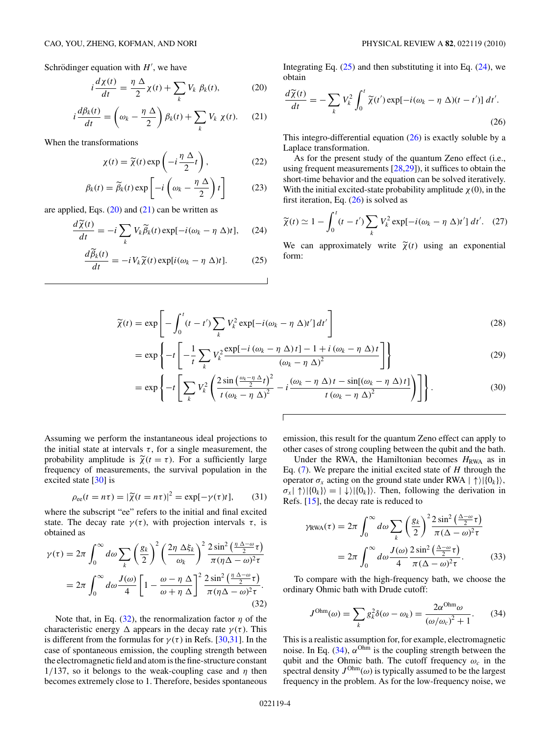Schrödinger equation with $H'$, we have

$$i\frac{d\chi(t)}{dt} = \frac{\eta\,\Delta}{2}\chi(t) + \sum_k V_k\,\beta_k(t), \tag{20}$$

$$i\frac{d\beta_k(t)}{dt} = \left(\omega_k - \frac{\eta\,\Delta}{2}\right)\beta_k(t) + \sum_k V_k\,\chi(t). \tag{21}$$

When the transformations

$$\chi(t) = \widetilde{\chi}(t)\exp\left(-i\frac{\eta\,\Delta}{2}t\right), \tag{22}$$

$$\beta_k(t) = \widetilde{\beta}_k(t)\exp\left[-i\left(\omega_k - \frac{\eta\,\Delta}{2}\right)t\right] \tag{23}$$

are applied, Eqs. (20) and (21) can be written as

$$\frac{d\widetilde{\chi}(t)}{dt} = -i\sum_k V_k\widetilde{\beta}_k(t)\exp[-i(\omega_k - \eta\,\Delta)t], \tag{24}$$

$$\frac{d\widetilde{\beta}_k(t)}{dt} = -iV_k\widetilde{\chi}(t)\exp[i(\omega_k - \eta\,\Delta)t]. \tag{25}$$

Integrating Eq. (25) and then substituting it into Eq. (24), we obtain

$$\frac{d\widetilde{\chi}(t)}{dt} = -\sum_k V_k^2\int_0^t \widetilde{\chi}(t')\exp[-i(\omega_k - \eta\,\Delta)(t-t')]\,dt'. \tag{26}$$

This integro-differential equation (26) is exactly soluble by a Laplace transformation.

As for the present study of the quantum Zeno effect (i.e., using frequent measurements [28,29]), it suffices to obtain the short-time behavior and the equation can be solved iteratively. With the initial excited-state probability amplitude $\chi(0)$, in the first iteration, Eq. (26) is solved as

$$\widetilde{\chi}(t) \simeq 1 - \int_0^t (t-t')\sum_k V_k^2\exp[-i(\omega_k - \eta\,\Delta)t']\,dt'. \tag{27}$$

We can approximately write $\widetilde{\chi}(t)$ using an exponential form:

$$\widetilde{\chi}(t) = \exp\left[-\int_0^t (t-t')\sum_k V_k^2\exp[-i(\omega_k - \eta\,\Delta)t']\,dt'\right] \tag{28}$$

$$= \exp\left\{-t\left[-\frac{1}{t}\sum_k V_k^2\frac{\exp[-i\,(\omega_k - \eta\,\Delta)\,t] - 1 + i\,(\omega_k - \eta\,\Delta)\,t}{(\omega_k - \eta\,\Delta)^2}\right]\right\} \tag{29}$$

$$= \exp\left\{-t\left[\sum_k V_k^2\left(\frac{2\sin\left(\frac{\omega_k - \eta\,\Delta}{2}t\right)^2}{t\,(\omega_k - \eta\,\Delta)^2} - i\frac{(\omega_k - \eta\,\Delta)\,t - \sin[(\omega_k - \eta\,\Delta)\,t]}{t\,(\omega_k - \eta\,\Delta)^2}\right)\right]\right\}. \tag{30}$$

Assuming we perform the instantaneous ideal projections to the initial state at intervals $\tau$, for a single measurement, the probability amplitude is $\widetilde{\chi}(t=\tau)$. For a sufficiently large frequency of measurements, the survival population in the excited state [30] is

$$\rho_{\rm ee}(t = n\tau) = |\widetilde{\chi}(t = n\tau)|^2 = \exp[-\gamma(\tau)t], \tag{31}$$

where the subscript "ee" refers to the initial and final excited state. The decay rate $\gamma(\tau)$, with projection intervals $\tau$, is obtained as

$$\begin{aligned}\gamma(\tau) &= 2\pi\int_0^\infty d\omega\sum_k\left(\frac{g_k}{2}\right)^2\left(\frac{2\eta\,\Delta\xi_k}{\omega_k}\right)^2\frac{2\sin^2\left(\frac{\eta\,\Delta - \omega}{2}\tau\right)}{\pi(\eta\Delta - \omega)^2\tau}\\ &= 2\pi\int_0^\infty d\omega\frac{J(\omega)}{4}\left[1 - \frac{\omega - \eta\,\Delta}{\omega + \eta\,\Delta}\right]^2\frac{2\sin^2\left(\frac{\eta\,\Delta - \omega}{2}\tau\right)}{\pi(\eta\Delta - \omega)^2\tau}.\end{aligned} \tag{32}$$

Note that, in Eq. (32), the renormalization factor $\eta$ of the characteristic energy $\Delta$ appears in the decay rate $\gamma(\tau)$. This is different from the formulas for $\gamma(\tau)$ in Refs. [30,31]. In the case of spontaneous emission, the coupling strength between the electromagnetic field and atom is the fine-structure constant $1/137$, so it belongs to the weak-coupling case and $\eta$ then becomes extremely close to 1. Therefore, besides spontaneous emission, this result for the quantum Zeno effect can apply to other cases of strong coupling between the qubit and the bath.

Under the RWA, the Hamiltonian becomes $H_{\rm RWA}$ as in Eq. (7). We prepare the initial excited state of $H$ through the operator $\sigma_x$ acting on the ground state under RWA $|\uparrow\rangle|\{0_k\}\rangle$, $\sigma_x|\uparrow\rangle|\{0_k\}\rangle = |\downarrow\rangle|\{0_k\}\rangle$. Then, following the derivation in Refs. [15], the decay rate is reduced to

$$\begin{aligned}\gamma_{\rm RWA}(\tau) &= 2\pi\int_0^\infty d\omega\sum_k\left(\frac{g_k}{2}\right)^2\frac{2\sin^2\left(\frac{\Delta - \omega}{2}\tau\right)}{\pi(\Delta - \omega)^2\tau}\\ &= 2\pi\int_0^\infty d\omega\frac{J(\omega)}{4}\frac{2\sin^2\left(\frac{\Delta - \omega}{2}\tau\right)}{\pi(\Delta - \omega)^2\tau}.\end{aligned} \tag{33}$$

To compare with the high-frequency bath, we choose the ordinary Ohmic bath with Drude cutoff:

$$J^{\rm Ohm}(\omega) = \sum_k g_k^2\delta(\omega - \omega_k) = \frac{2\alpha^{\rm Ohm}\omega}{(\omega/\omega_c)^2 + 1}. \tag{34}$$

This is a realistic assumption for, for example, electromagnetic noise. In Eq. (34), $\alpha^{\rm Ohm}$ is the coupling strength between the qubit and the Ohmic bath. The cutoff frequency $\omega_c$ in the spectral density $J^{\rm Ohm}(\omega)$ is typically assumed to be the largest frequency in the problem. As for the low-frequency noise, we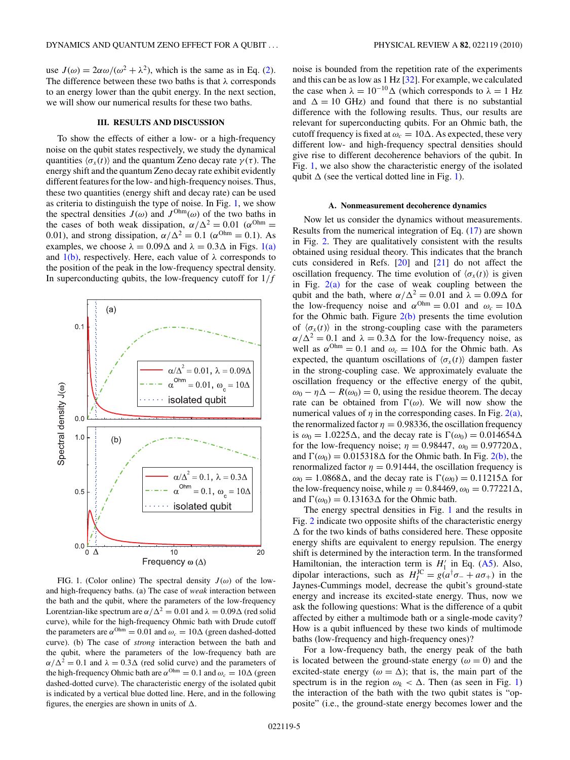use $J(\omega) = 2\alpha\omega/(\omega^2 + \lambda^2)$, which is the same as in Eq. (2). The difference between these two baths is that $\lambda$ corresponds to an energy lower than the qubit energy. In the next section, we will show our numerical results for these two baths.

## III. RESULTS AND DISCUSSION

To show the effects of either a low- or a high-frequency noise on the qubit states respectively, we study the dynamical quantities $\langle\sigma_x(t)\rangle$ and the quantum Zeno decay rate $\gamma(\tau)$. The energy shift and the quantum Zeno decay rate exhibit evidently different features for the low- and high-frequency noises. Thus, these two quantities (energy shift and decay rate) can be used as criteria to distinguish the type of noise. In Fig. 1, we show the spectral densities $J(\omega)$ and $J^{\rm Ohm}(\omega)$ of the two baths in the cases of both weak dissipation, $\alpha/\Delta^2 = 0.01$ ($\alpha^{\rm Ohm} = 0.01$), and strong dissipation, $\alpha/\Delta^2 = 0.1$ ($\alpha^{\rm Ohm} = 0.1$). As examples, we choose $\lambda = 0.09\Delta$ and $\lambda = 0.3\Delta$ in Figs. 1(a) and 1(b), respectively. Here, each value of $\lambda$ corresponds to the position of the peak in the low-frequency spectral density. In superconducting qubits, the low-frequency cutoff for $1/f$ noise is bounded from the repetition rate of the experiments and this can be as low as 1 Hz [32]. For example, we calculated the case when $\lambda = 10^{-10}\Delta$ (which corresponds to $\lambda = 1$ Hz and $\Delta = 10$ GHz) and found that there is no substantial difference with the following results. Thus, our results are relevant for superconducting qubits. For an Ohmic bath, the cutoff frequency is fixed at $\omega_c = 10\Delta$. As expected, these very different low- and high-frequency spectral densities should give rise to different decoherence behaviors of the qubit. In Fig. 1, we also show the characteristic energy of the isolated qubit $\Delta$ (see the vertical dotted line in Fig. 1).

FIG. 1. (Color online) The spectral density $J(\omega)$ of the low- and high-frequency baths. (a) The case of *weak* interaction between the bath and the qubit, where the parameters of the low-frequency Lorentzian-like spectrum are $\alpha/\Delta^2 = 0.01$ and $\lambda = 0.09\Delta$ (red solid curve), while for the high-frequency Ohmic bath with Drude cutoff the parameters are $\alpha^{\rm Ohm} = 0.01$ and $\omega_c = 10\Delta$ (green dashed-dotted curve). (b) The case of *strong* interaction between the bath and the qubit, where the parameters of the low-frequency bath are $\alpha/\Delta^2 = 0.1$ and $\lambda = 0.3\Delta$ (red solid curve) and the parameters of the high-frequency Ohmic bath are $\alpha^{\rm Ohm} = 0.1$ and $\omega_c = 10\Delta$ (green dashed-dotted curve). The characteristic energy of the isolated qubit is indicated by a vertical blue dotted line. Here, and in the following figures, the energies are shown in units of $\Delta$.

### A. Nonmeasurement decoherence dynamics

Now let us consider the dynamics without measurements. Results from the numerical integration of Eq. (17) are shown in Fig. 2. They are qualitatively consistent with the results obtained using residual theory. This indicates that the branch cuts considered in Refs. [20] and [21] do not affect the oscillation frequency. The time evolution of $\langle\sigma_x(t)\rangle$ is given in Fig. 2(a) for the case of weak coupling between the qubit and the bath, where $\alpha/\Delta^2 = 0.01$ and $\lambda = 0.09\Delta$ for the low-frequency noise and $\alpha^{\rm Ohm} = 0.01$ and $\omega_c = 10\Delta$ for the Ohmic bath. Figure 2(b) presents the time evolution of $\langle\sigma_x(t)\rangle$ in the strong-coupling case with the parameters $\alpha/\Delta^2 = 0.1$ and $\lambda = 0.3\Delta$ for the low-frequency noise, as well as $\alpha^{\rm Ohm} = 0.1$ and $\omega_c = 10\Delta$ for the Ohmic bath. As expected, the quantum oscillations of $\langle\sigma_x(t)\rangle$ dampen faster in the strong-coupling case. We approximately evaluate the oscillation frequency or the effective energy of the qubit, $\omega_0 - \eta\Delta - R(\omega_0) = 0$, using the residue theorem. The decay rate can be obtained from $\Gamma(\omega)$. We will now show the numerical values of $\eta$ in the corresponding cases. In Fig. 2(a), the renormalized factor $\eta = 0.98336$, the oscillation frequency is $\omega_0 = 1.0225\Delta$, and the decay rate is $\Gamma(\omega_0) = 0.014654\Delta$ for the low-frequency noise; $\eta = 0.98447$, $\omega_0 = 0.97720\Delta$, and $\Gamma(\omega_0) = 0.015318\Delta$ for the Ohmic bath. In Fig. 2(b), the renormalized factor $\eta = 0.91444$, the oscillation frequency is $\omega_0 = 1.0868\Delta$, and the decay rate is $\Gamma(\omega_0) = 0.11215\Delta$ for the low-frequency noise, while $\eta = 0.84469$, $\omega_0 = 0.77221\Delta$, and $\Gamma(\omega_0) = 0.13163\Delta$ for the Ohmic bath.

The energy spectral densities in Fig. 1 and the results in Fig. 2 indicate two opposite shifts of the characteristic energy $\Delta$ for the two kinds of baths considered here. These opposite energy shifts are equivalent to energy repulsion. The energy shift is determined by the interaction term. In the transformed Hamiltonian, the interaction term is $H_I'$ in Eq. (A5). Also, dipolar interactions, such as $H_I^{\rm JC} = g(a^\dagger\sigma_- + a\sigma_+)$ in the Jaynes-Cummings model, decrease the qubit's ground-state energy and increase its excited-state energy. Thus, now we ask the following questions: What is the difference of a qubit affected by either a multimode bath or a single-mode cavity? How is a qubit influenced by these two kinds of multimode baths (low-frequency and high-frequency ones)?

For a low-frequency bath, the energy peak of the bath is located between the ground-state energy ($\omega = 0$) and the excited-state energy ($\omega = \Delta$); that is, the main part of the spectrum is in the region $\omega_k < \Delta$. Then (as seen in Fig. 1) the interaction of the bath with the two qubit states is "opposite" (i.e., the ground-state energy becomes lower and the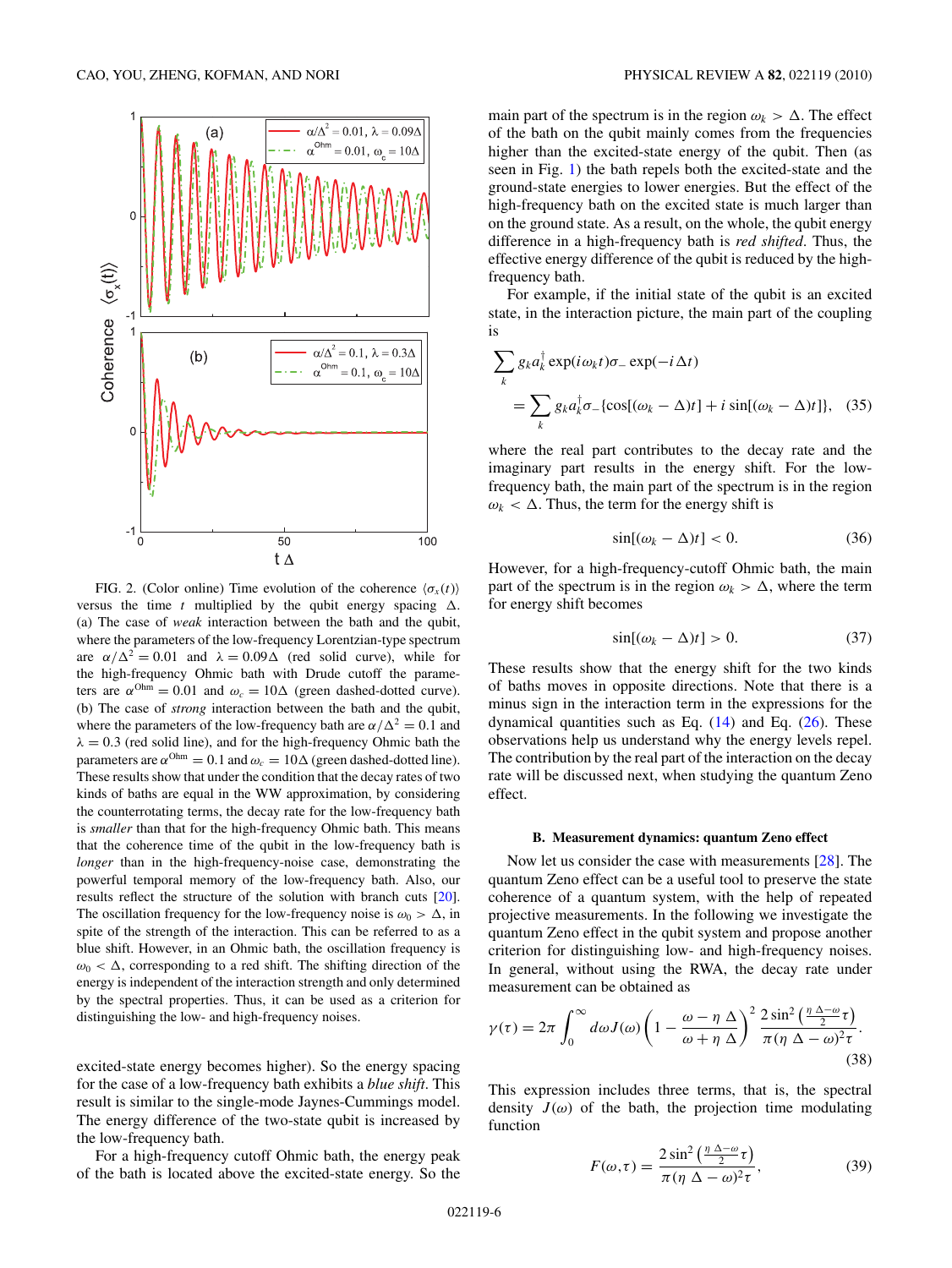FIG. 2. (Color online) Time evolution of the coherence $\langle \sigma_x(t) \rangle$ versus the time $t$ multiplied by the qubit energy spacing $\Delta$. (a) The case of *weak* interaction between the bath and the qubit, where the parameters of the low-frequency Lorentzian-type spectrum are $\alpha/\Delta^2 = 0.01$ and $\lambda = 0.09\Delta$ (red solid curve), while for the high-frequency Ohmic bath with Drude cutoff the parameters are $\alpha^{\rm Ohm} = 0.01$ and $\omega_c = 10\Delta$ (green dashed-dotted curve). (b) The case of *strong* interaction between the bath and the qubit, where the parameters of the low-frequency bath are $\alpha/\Delta^2 = 0.1$ and $\lambda = 0.3$ (red solid line), and for the high-frequency Ohmic bath the parameters are $\alpha^{\rm Ohm} = 0.1$ and $\omega_c = 10\Delta$ (green dashed-dotted line). These results show that under the condition that the decay rates of two kinds of baths are equal in the WW approximation, by considering the counterrotating terms, the decay rate for the low-frequency bath is *smaller* than that for the high-frequency Ohmic bath. This means that the coherence time of the qubit in the low-frequency bath is *longer* than in the high-frequency-noise case, demonstrating the powerful temporal memory of the low-frequency bath. Also, our results reflect the structure of the solution with branch cuts [20]. The oscillation frequency for the low-frequency noise is $\omega_0 > \Delta$, in spite of the strength of the interaction. This can be referred to as a blue shift. However, in an Ohmic bath, the oscillation frequency is $\omega_0 < \Delta$, corresponding to a red shift. The shifting direction of the energy is independent of the interaction strength and only determined by the spectral properties. Thus, it can be used as a criterion for distinguishing the low- and high-frequency noises.

excited-state energy becomes higher). So the energy spacing for the case of a low-frequency bath exhibits a *blue shift*. This result is similar to the single-mode Jaynes-Cummings model. The energy difference of the two-state qubit is increased by the low-frequency bath.

For a high-frequency cutoff Ohmic bath, the energy peak of the bath is located above the excited-state energy. So the main part of the spectrum is in the region $\omega_k > \Delta$. The effect of the bath on the qubit mainly comes from the frequencies higher than the excited-state energy of the qubit. Then (as seen in Fig. 1) the bath repels both the excited-state and the ground-state energies to lower energies. But the effect of the high-frequency bath on the excited state is much larger than on the ground state. As a result, on the whole, the qubit energy difference in a high-frequency bath is *red shifted*. Thus, the effective energy difference of the qubit is reduced by the high-frequency bath.

For example, if the initial state of the qubit is an excited state, in the interaction picture, the main part of the coupling is

$$\sum_k g_k a_k^\dagger \exp(i\omega_k t)\sigma_- \exp(-i\Delta t)$$
$$= \sum_k g_k a_k^\dagger \sigma_- \{\cos[(\omega_k - \Delta)t] + i \sin[(\omega_k - \Delta)t]\}, \quad (35)$$

where the real part contributes to the decay rate and the imaginary part results in the energy shift. For the low-frequency bath, the main part of the spectrum is in the region $\omega_k < \Delta$. Thus, the term for the energy shift is

$$\sin[(\omega_k - \Delta)t] < 0. \quad (36)$$

However, for a high-frequency-cutoff Ohmic bath, the main part of the spectrum is in the region $\omega_k > \Delta$, where the term for energy shift becomes

$$\sin[(\omega_k - \Delta)t] > 0. \quad (37)$$

These results show that the energy shift for the two kinds of baths moves in opposite directions. Note that there is a minus sign in the interaction term in the expressions for the dynamical quantities such as Eq. (14) and Eq. (26). These observations help us understand why the energy levels repel. The contribution by the real part of the interaction on the decay rate will be discussed next, when studying the quantum Zeno effect.

### B. Measurement dynamics: quantum Zeno effect

Now let us consider the case with measurements [28]. The quantum Zeno effect can be a useful tool to preserve the state coherence of a quantum system, with the help of repeated projective measurements. In the following we investigate the quantum Zeno effect in the qubit system and propose another criterion for distinguishing low- and high-frequency noises. In general, without using the RWA, the decay rate under measurement can be obtained as

$$\gamma(\tau) = 2\pi \int_0^\infty d\omega J(\omega) \left(1 - \frac{\omega - \eta\,\Delta}{\omega + \eta\,\Delta}\right)^2 \frac{2\sin^2\left(\frac{\eta\,\Delta - \omega}{2}\tau\right)}{\pi(\eta\,\Delta - \omega)^2 \tau}. \quad (38)$$

This expression includes three terms, that is, the spectral density $J(\omega)$ of the bath, the projection time modulating function

$$F(\omega, \tau) = \frac{2\sin^2\left(\frac{\eta\,\Delta - \omega}{2}\tau\right)}{\pi(\eta\,\Delta - \omega)^2 \tau}, \quad (39)$$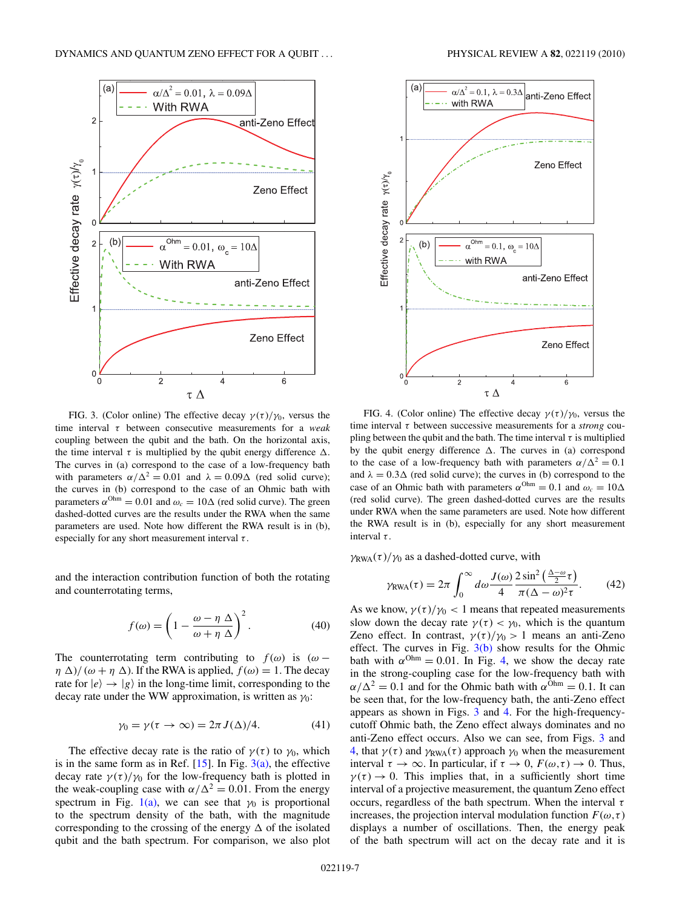FIG. 3. (Color online) The effective decay $\gamma(\tau)/\gamma_0$, versus the time interval $\tau$ between consecutive measurements for a *weak* coupling between the qubit and the bath. On the horizontal axis, the time interval $\tau$ is multiplied by the qubit energy difference $\Delta$. The curves in (a) correspond to the case of a low-frequency bath with parameters $\alpha/\Delta^2 = 0.01$ and $\lambda = 0.09\Delta$ (red solid curve); the curves in (b) correspond to the case of an Ohmic bath with parameters $\alpha^{\rm Ohm} = 0.01$ and $\omega_c = 10\Delta$ (red solid curve). The green dashed-dotted curves are the results under the RWA when the same parameters are used. Note how different the RWA result is in (b), especially for any short measurement interval $\tau$.

FIG. 4. (Color online) The effective decay $\gamma(\tau)/\gamma_0$, versus the time interval $\tau$ between successive measurements for a *strong* coupling between the qubit and the bath. The time interval $\tau$ is multiplied by the qubit energy difference $\Delta$. The curves in (a) correspond to the case of a low-frequency bath with parameters $\alpha/\Delta^2 = 0.1$ and $\lambda = 0.3\Delta$ (red solid curve); the curves in (b) correspond to the case of an Ohmic bath with parameters $\alpha^{\rm Ohm} = 0.1$ and $\omega_c = 10\Delta$ (red solid curve). The green dashed-dotted curves are the results under RWA when the same parameters are used. Note how different the RWA result is in (b), especially for any short measurement interval $\tau$.

and the interaction contribution function of both the rotating and counterrotating terms,

$$f(\omega) = \left(1 - \frac{\omega - \eta\,\Delta}{\omega + \eta\,\Delta}\right)^2. \tag{40}$$

The counterrotating term contributing to $f(\omega)$ is $(\omega - \eta\,\Delta)/(\omega + \eta\,\Delta)$. If the RWA is applied, $f(\omega) = 1$. The decay rate for $|e\rangle \to |g\rangle$ in the long-time limit, corresponding to the decay rate under the WW approximation, is written as $\gamma_0$:

$$\gamma_0 = \gamma(\tau \to \infty) = 2\pi\, J(\Delta)/4. \tag{41}$$

The effective decay rate is the ratio of $\gamma(\tau)$ to $\gamma_0$, which is in the same form as in Ref. [15]. In Fig. 3(a), the effective decay rate $\gamma(\tau)/\gamma_0$ for the low-frequency bath is plotted in the weak-coupling case with $\alpha/\Delta^2 = 0.01$. From the energy spectrum in Fig. 1(a), we can see that $\gamma_0$ is proportional to the spectrum density of the bath, with the magnitude corresponding to the crossing of the energy $\Delta$ of the isolated qubit and the bath spectrum. For comparison, we also plot $\gamma_{\rm RWA}(\tau)/\gamma_0$ as a dashed-dotted curve, with

$$\gamma_{\rm RWA}(\tau) = 2\pi \int_0^\infty d\omega \frac{J(\omega)}{4} \frac{2\sin^2\left(\frac{\Delta-\omega}{2}\tau\right)}{\pi(\Delta-\omega)^2\tau}. \tag{42}$$

As we know, $\gamma(\tau)/\gamma_0 < 1$ means that repeated measurements slow down the decay rate $\gamma(\tau) < \gamma_0$, which is the quantum Zeno effect. In contrast, $\gamma(\tau)/\gamma_0 > 1$ means an anti-Zeno effect. The curves in Fig. 3(b) show results for the Ohmic bath with $\alpha^{\rm Ohm} = 0.01$. In Fig. 4, we show the decay rate in the strong-coupling case for the low-frequency bath with $\alpha/\Delta^2 = 0.1$ and for the Ohmic bath with $\alpha^{\rm Ohm} = 0.1$. It can be seen that, for the low-frequency bath, the anti-Zeno effect appears as shown in Figs. 3 and 4. For the high-frequency-cutoff Ohmic bath, the Zeno effect always dominates and no anti-Zeno effect occurs. Also we can see, from Figs. 3 and 4, that $\gamma(\tau)$ and $\gamma_{\rm RWA}(\tau)$ approach $\gamma_0$ when the measurement interval $\tau \to \infty$. In particular, if $\tau \to 0$, $F(\omega,\tau) \to 0$. Thus, $\gamma(\tau) \to 0$. This implies that, in a sufficiently short time interval of a projective measurement, the quantum Zeno effect occurs, regardless of the bath spectrum. When the interval $\tau$ increases, the projection interval modulation function $F(\omega,\tau)$ displays a number of oscillations. Then, the energy peak of the bath spectrum will act on the decay rate and it is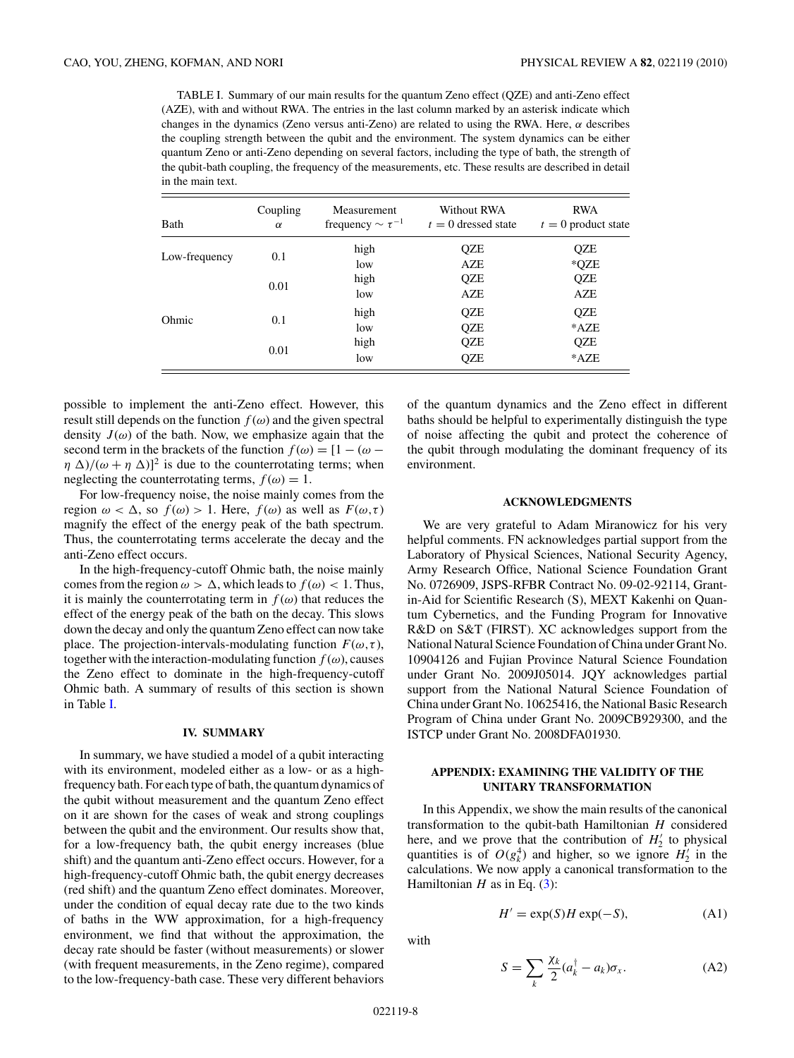TABLE I. Summary of our main results for the quantum Zeno effect (QZE) and anti-Zeno effect (AZE), with and without RWA. The entries in the last column marked by an asterisk indicate which changes in the dynamics (Zeno versus anti-Zeno) are related to using the RWA. Here, $\alpha$ describes the coupling strength between the qubit and the environment. The system dynamics can be either quantum Zeno or anti-Zeno depending on several factors, including the type of bath, the strength of the qubit-bath coupling, the frequency of the measurements, etc. These results are described in detail in the main text.

| Bath | Coupling $\alpha$ | Measurement frequency $\sim \tau^{-1}$ | Without RWA $t = 0$ dressed state | RWA $t = 0$ product state |
|---|---|---|---|---|
| Low-frequency | 0.1 | high | QZE | QZE |
| | | low | AZE | *QZE |
| | 0.01 | high | QZE | QZE |
| | | low | AZE | AZE |
| Ohmic | 0.1 | high | QZE | QZE |
| | | low | QZE | *AZE |
| | 0.01 | high | QZE | QZE |
| | | low | QZE | *AZE |

possible to implement the anti-Zeno effect. However, this result still depends on the function $f(\omega)$ and the given spectral density $J(\omega)$ of the bath. Now, we emphasize again that the second term in the brackets of the function $f(\omega) = [1 - (\omega - \eta\,\Delta)/(\omega + \eta\,\Delta)]^2$ is due to the counterrotating terms; when neglecting the counterrotating terms, $f(\omega) = 1$.

For low-frequency noise, the noise mainly comes from the region $\omega < \Delta$, so $f(\omega) > 1$. Here, $f(\omega)$ as well as $F(\omega,\tau)$ magnify the effect of the energy peak of the bath spectrum. Thus, the counterrotating terms accelerate the decay and the anti-Zeno effect occurs.

In the high-frequency-cutoff Ohmic bath, the noise mainly comes from the region $\omega > \Delta$, which leads to $f(\omega) < 1$. Thus, it is mainly the counterrotating term in $f(\omega)$ that reduces the effect of the energy peak of the bath on the decay. This slows down the decay and only the quantum Zeno effect can now take place. The projection-intervals-modulating function $F(\omega,\tau)$, together with the interaction-modulating function $f(\omega)$, causes the Zeno effect to dominate in the high-frequency-cutoff Ohmic bath. A summary of results of this section is shown in Table I.

## IV. SUMMARY

In summary, we have studied a model of a qubit interacting with its environment, modeled either as a low- or as a high-frequency bath. For each type of bath, the quantum dynamics of the qubit without measurement and the quantum Zeno effect on it are shown for the cases of weak and strong couplings between the qubit and the environment. Our results show that, for a low-frequency bath, the qubit energy increases (blue shift) and the quantum anti-Zeno effect occurs. However, for a high-frequency-cutoff Ohmic bath, the qubit energy decreases (red shift) and the quantum Zeno effect dominates. Moreover, under the condition of equal decay rate due to the two kinds of baths in the WW approximation, for a high-frequency environment, we find that without the approximation, the decay rate should be faster (without measurements) or slower (with frequent measurements, in the Zeno regime), compared to the low-frequency-bath case. These very different behaviors of the quantum dynamics and the Zeno effect in different baths should be helpful to experimentally distinguish the type of noise affecting the qubit and protect the coherence of the qubit through modulating the dominant frequency of its environment.

## ACKNOWLEDGMENTS

We are very grateful to Adam Miranowicz for his very helpful comments. FN acknowledges partial support from the Laboratory of Physical Sciences, National Security Agency, Army Research Office, National Science Foundation Grant No. 0726909, JSPS-RFBR Contract No. 09-02-92114, Grant-in-Aid for Scientific Research (S), MEXT Kakenhi on Quantum Cybernetics, and the Funding Program for Innovative R&D on S&T (FIRST). XC acknowledges support from the National Natural Science Foundation of China under Grant No. 10904126 and Fujian Province Natural Science Foundation under Grant No. 2009J05014. JQY acknowledges partial support from the National Natural Science Foundation of China under Grant No. 10625416, the National Basic Research Program of China under Grant No. 2009CB929300, and the ISTCP under Grant No. 2008DFA01930.

## APPENDIX: EXAMINING THE VALIDITY OF THE UNITARY TRANSFORMATION

In this Appendix, we show the main results of the canonical transformation to the qubit-bath Hamiltonian $H$ considered here, and we prove that the contribution of $H_2'$ to physical quantities is of $O(g_k^4)$ and higher, so we ignore $H_2'$ in the calculations. We now apply a canonical transformation to the Hamiltonian $H$ as in Eq. (3):

$$H' = \exp(S) H \exp(-S), \tag{A1}$$

with

$$S = \sum_k \frac{\chi_k}{2}(a_k^\dagger - a_k)\sigma_x. \tag{A2}$$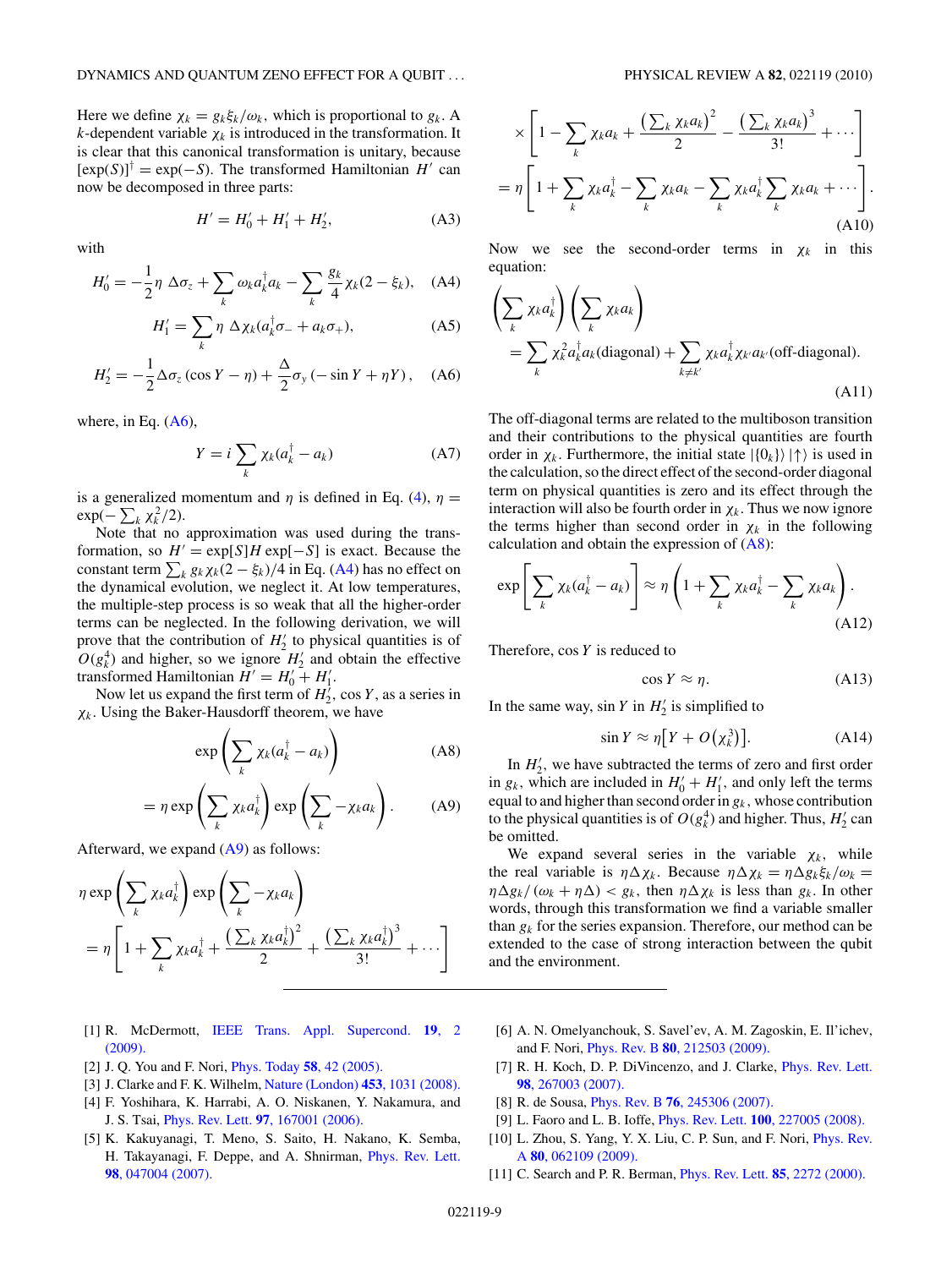Here we define $\chi_k = g_k\xi_k/\omega_k$, which is proportional to $g_k$. A $k$-dependent variable $\chi_k$ is introduced in the transformation. It is clear that this canonical transformation is unitary, because $[\exp(S)]^\dagger = \exp(-S)$. The transformed Hamiltonian $H'$ can now be decomposed in three parts:

$$H' = H_0' + H_1' + H_2', \tag{A3}$$

with

$$H_0' = -\frac{1}{2}\eta\ \Delta\sigma_z + \sum_k \omega_k a_k^\dagger a_k - \sum_k \frac{g_k}{4}\chi_k(2-\xi_k), \tag{A4}$$

$$H_1' = \sum_k \eta\ \Delta\chi_k(a_k^\dagger\sigma_- + a_k\sigma_+), \tag{A5}$$

$$H_2' = -\frac{1}{2}\Delta\sigma_z(\cos Y - \eta) + \frac{\Delta}{2}\sigma_y(-\sin Y + \eta Y), \tag{A6}$$

where, in Eq. (A6),

$$Y = i\sum_k \chi_k(a_k^\dagger - a_k) \tag{A7}$$

is a generalized momentum and $\eta$ is defined in Eq. (4), $\eta = \exp(-\sum_k \chi_k^2/2)$.

Note that no approximation was used during the transformation, so $H' = \exp[S]H\exp[-S]$ is exact. Because the constant term $\sum_k g_k\chi_k(2-\xi_k)/4$ in Eq. (A4) has no effect on the dynamical evolution, we neglect it. At low temperatures, the multiple-step process is so weak that all the higher-order terms can be neglected. In the following derivation, we will prove that the contribution of $H_2'$ to physical quantities is of $O(g_k^4)$ and higher, so we ignore $H_2'$ and obtain the effective transformed Hamiltonian $H' = H_0' + H_1'$.

Now let us expand the first term of $H_2'$, $\cos Y$, as a series in $\chi_k$. Using the Baker-Hausdorff theorem, we have

$$\exp\left(\sum_k \chi_k(a_k^\dagger - a_k)\right) \tag{A8}$$

$$= \eta\exp\left(\sum_k \chi_k a_k^\dagger\right)\exp\left(\sum_k -\chi_k a_k\right). \tag{A9}$$

Afterward, we expand (A9) as follows:

$$\begin{aligned}
&\eta\exp\left(\sum_k \chi_k a_k^\dagger\right)\exp\left(\sum_k -\chi_k a_k\right)\\
&= \eta\left[1 + \sum_k \chi_k a_k^\dagger + \frac{\left(\sum_k \chi_k a_k^\dagger\right)^2}{2} + \frac{\left(\sum_k \chi_k a_k^\dagger\right)^3}{3!} + \cdots\right]\\
&\times\left[1 - \sum_k \chi_k a_k + \frac{\left(\sum_k \chi_k a_k\right)^2}{2} - \frac{\left(\sum_k \chi_k a_k\right)^3}{3!} + \cdots\right]\\
&= \eta\left[1 + \sum_k \chi_k a_k^\dagger - \sum_k \chi_k a_k - \sum_k \chi_k a_k^\dagger\sum_k \chi_k a_k + \cdots\right].
\end{aligned} \tag{A10}$$

Now we see the second-order terms in $\chi_k$ in this equation:

$$\begin{aligned}
&\left(\sum_k \chi_k a_k^\dagger\right)\left(\sum_k \chi_k a_k\right)\\
&= \sum_k \chi_k^2 a_k^\dagger a_k(\text{diagonal}) + \sum_{k\neq k'} \chi_k a_k^\dagger \chi_{k'} a_{k'}(\text{off-diagonal}).
\end{aligned} \tag{A11}$$

The off-diagonal terms are related to the multiboson transition and their contributions to the physical quantities are fourth order in $\chi_k$. Furthermore, the initial state $|\{0_k\}\rangle|\uparrow\rangle$ is used in the calculation, so the direct effect of the second-order diagonal term on physical quantities is zero and its effect through the interaction will also be fourth order in $\chi_k$. Thus we now ignore the terms higher than second order in $\chi_k$ in the following calculation and obtain the expression of (A8):

$$\exp\left[\sum_k \chi_k(a_k^\dagger - a_k)\right] \approx \eta\left(1 + \sum_k \chi_k a_k^\dagger - \sum_k \chi_k a_k\right). \tag{A12}$$

Therefore, $\cos Y$ is reduced to

$$\cos Y \approx \eta. \tag{A13}$$

In the same way, $\sin Y$ in $H_2'$ is simplified to

$$\sin Y \approx \eta\left[Y + O\left(\chi_k^3\right)\right]. \tag{A14}$$

In $H_2'$, we have subtracted the terms of zero and first order in $g_k$, which are included in $H_0' + H_1'$, and only left the terms equal to and higher than second order in $g_k$, whose contribution to the physical quantities is of $O(g_k^4)$ and higher. Thus, $H_2'$ can be omitted.

We expand several series in the variable $\chi_k$, while the real variable is $\eta\Delta\chi_k$. Because $\eta\Delta\chi_k = \eta\Delta g_k\xi_k/\omega_k = \eta\Delta g_k/(\omega_k + \eta\Delta) < g_k$, then $\eta\Delta\chi_k$ is less than $g_k$. In other words, through this transformation we find a variable smaller than $g_k$ for the series expansion. Therefore, our method can be extended to the case of strong interaction between the qubit and the environment.

[1] R. McDermott, IEEE Trans. Appl. Supercond. **19**, 2 (2009).

[2] J. Q. You and F. Nori, Phys. Today **58**, 42 (2005).

[3] J. Clarke and F. K. Wilhelm, Nature (London) **453**, 1031 (2008).

[4] F. Yoshihara, K. Harrabi, A. O. Niskanen, Y. Nakamura, and J. S. Tsai, Phys. Rev. Lett. **97**, 167001 (2006).

[5] K. Kakuyanagi, T. Meno, S. Saito, H. Nakano, K. Semba, H. Takayanagi, F. Deppe, and A. Shnirman, Phys. Rev. Lett. **98**, 047004 (2007).

[6] A. N. Omelyanchouk, S. Savel'ev, A. M. Zagoskin, E. Il'ichev, and F. Nori, Phys. Rev. B **80**, 212503 (2009).

[7] R. H. Koch, D. P. DiVincenzo, and J. Clarke, Phys. Rev. Lett. **98**, 267003 (2007).

[8] R. de Sousa, Phys. Rev. B **76**, 245306 (2007).

[9] L. Faoro and L. B. Ioffe, Phys. Rev. Lett. **100**, 227005 (2008).

[10] L. Zhou, S. Yang, Y. X. Liu, C. P. Sun, and F. Nori, Phys. Rev. A **80**, 062109 (2009).

[11] C. Search and P. R. Berman, Phys. Rev. Lett. **85**, 2272 (2000).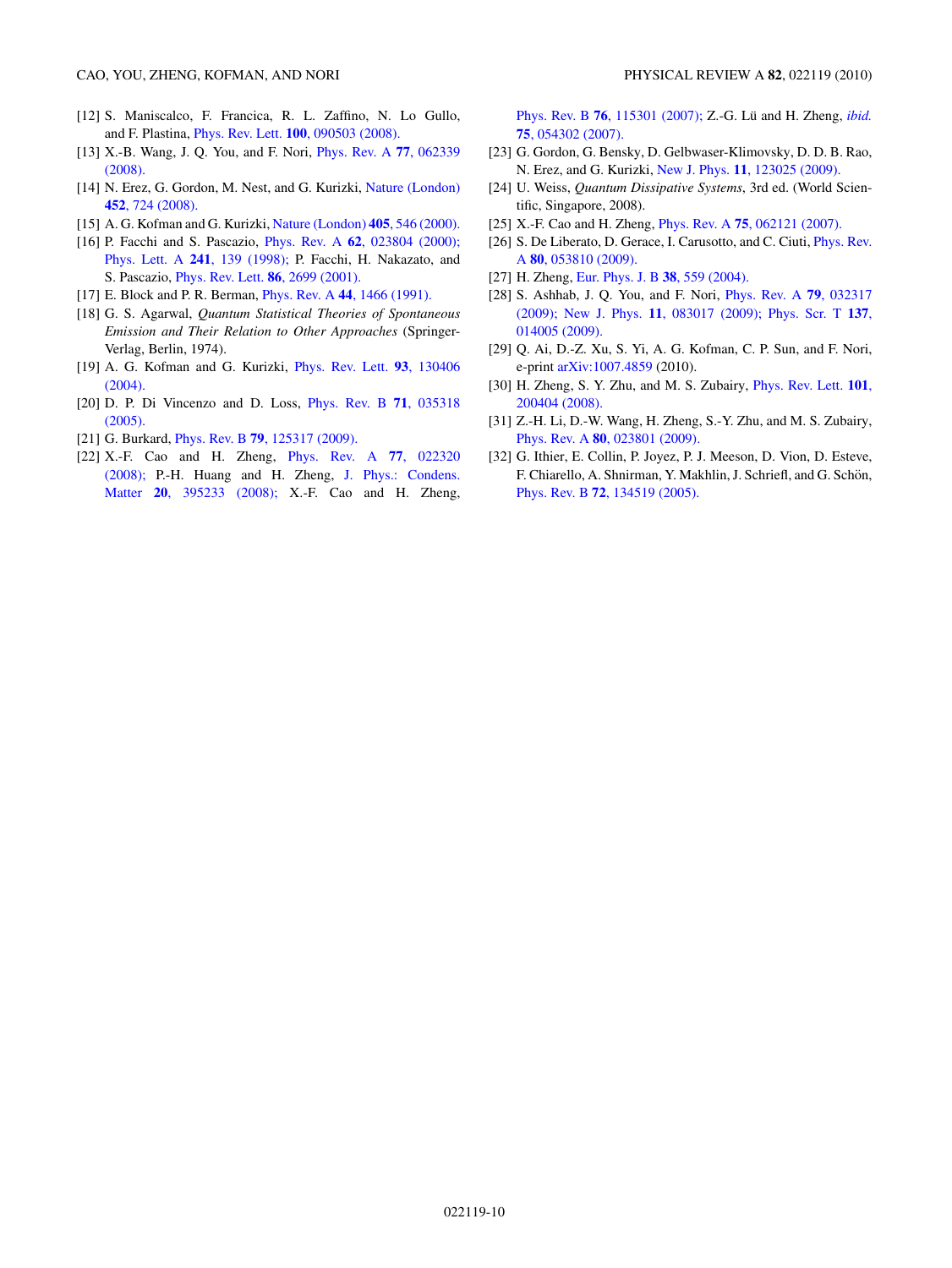[12] S. Maniscalco, F. Francica, R. L. Zaffino, N. Lo Gullo, and F. Plastina, Phys. Rev. Lett. **100**, 090503 (2008).

[13] X.-B. Wang, J. Q. You, and F. Nori, Phys. Rev. A **77**, 062339 (2008).

[14] N. Erez, G. Gordon, M. Nest, and G. Kurizki, Nature (London) **452**, 724 (2008).

[15] A. G. Kofman and G. Kurizki, Nature (London) **405**, 546 (2000).

[16] P. Facchi and S. Pascazio, Phys. Rev. A **62**, 023804 (2000); Phys. Lett. A **241**, 139 (1998); P. Facchi, H. Nakazato, and S. Pascazio, Phys. Rev. Lett. **86**, 2699 (2001).

[17] E. Block and P. R. Berman, Phys. Rev. A **44**, 1466 (1991).

[18] G. S. Agarwal, *Quantum Statistical Theories of Spontaneous Emission and Their Relation to Other Approaches* (Springer-Verlag, Berlin, 1974).

[19] A. G. Kofman and G. Kurizki, Phys. Rev. Lett. **93**, 130406 (2004).

[20] D. P. Di Vincenzo and D. Loss, Phys. Rev. B **71**, 035318 (2005).

[21] G. Burkard, Phys. Rev. B **79**, 125317 (2009).

[22] X.-F. Cao and H. Zheng, Phys. Rev. A **77**, 022320 (2008); P.-H. Huang and H. Zheng, J. Phys.: Condens. Matter **20**, 395233 (2008); X.-F. Cao and H. Zheng, Phys. Rev. B **76**, 115301 (2007); Z.-G. Lü and H. Zheng, *ibid.* **75**, 054302 (2007).

[23] G. Gordon, G. Bensky, D. Gelbwaser-Klimovsky, D. D. B. Rao, N. Erez, and G. Kurizki, New J. Phys. **11**, 123025 (2009).

[24] U. Weiss, *Quantum Dissipative Systems*, 3rd ed. (World Scientific, Singapore, 2008).

[25] X.-F. Cao and H. Zheng, Phys. Rev. A **75**, 062121 (2007).

[26] S. De Liberato, D. Gerace, I. Carusotto, and C. Ciuti, Phys. Rev. A **80**, 053810 (2009).

[27] H. Zheng, Eur. Phys. J. B **38**, 559 (2004).

[28] S. Ashhab, J. Q. You, and F. Nori, Phys. Rev. A **79**, 032317 (2009); New J. Phys. **11**, 083017 (2009); Phys. Scr. T **137**, 014005 (2009).

[29] Q. Ai, D.-Z. Xu, S. Yi, A. G. Kofman, C. P. Sun, and F. Nori, e-print arXiv:1007.4859 (2010).

[30] H. Zheng, S. Y. Zhu, and M. S. Zubairy, Phys. Rev. Lett. **101**, 200404 (2008).

[31] Z.-H. Li, D.-W. Wang, H. Zheng, S.-Y. Zhu, and M. S. Zubairy, Phys. Rev. A **80**, 023801 (2009).

[32] G. Ithier, E. Collin, P. Joyez, P. J. Meeson, D. Vion, D. Esteve, F. Chiarello, A. Shnirman, Y. Makhlin, J. Schriefl, and G. Schön, Phys. Rev. B **72**, 134519 (2005).